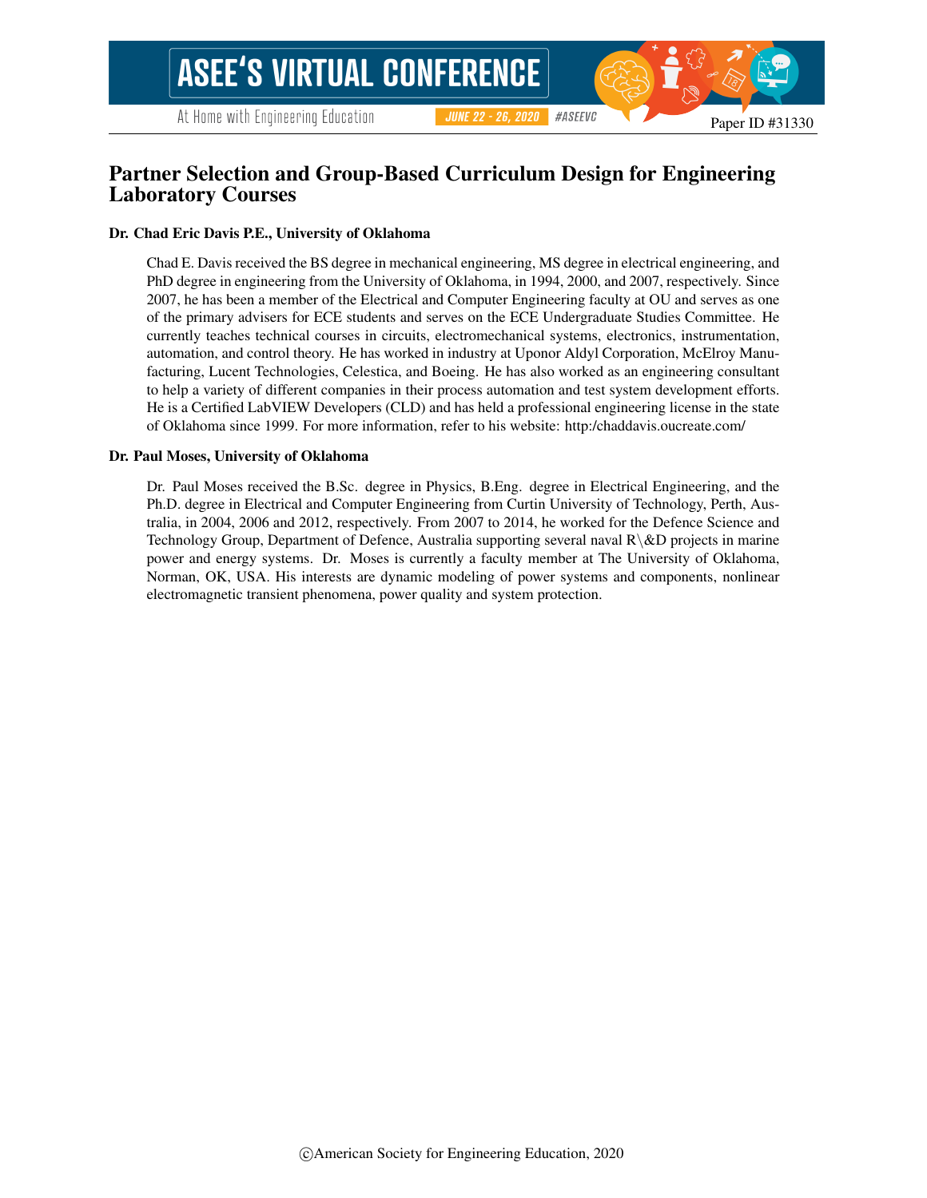# Partner Selection and Group-Based Curriculum Design for Engineering Laboratory Courses

**Dr. Chad Eric Davis P.E., University of Oklahoma**

Chad E. Davis received the BS degree in mechanical engineering, MS degree in electrical engineering, and PhD degree in engineering from the University of Oklahoma, in 1994, 2000, and 2007, respectively. Since 2007, he has been a member of the Electrical and Computer Engineering faculty at OU and serves as one of the primary advisers for ECE students and serves on the ECE Undergraduate Studies Committee. He currently teaches technical courses in circuits, electromechanical systems, electronics, instrumentation, automation, and control theory. He has worked in industry at Uponor Aldyl Corporation, McElroy Manufacturing, Lucent Technologies, Celestica, and Boeing. He has also worked as an engineering consultant to help a variety of different companies in their process automation and test system development efforts. He is a Certified LabVIEW Developers (CLD) and has held a professional engineering license in the state of Oklahoma since 1999. For more information, refer to his website: http:/chaddavis.oucreate.com/

**Dr. Paul Moses, University of Oklahoma**

Dr. Paul Moses received the B.Sc. degree in Physics, B.Eng. degree in Electrical Engineering, and the Ph.D. degree in Electrical and Computer Engineering from Curtin University of Technology, Perth, Australia, in 2004, 2006 and 2012, respectively. From 2007 to 2014, he worked for the Defence Science and Technology Group, Department of Defence, Australia supporting several naval R\&D projects in marine power and energy systems. Dr. Moses is currently a faculty member at The University of Oklahoma, Norman, OK, USA. His interests are dynamic modeling of power systems and components, nonlinear electromagnetic transient phenomena, power quality and system protection.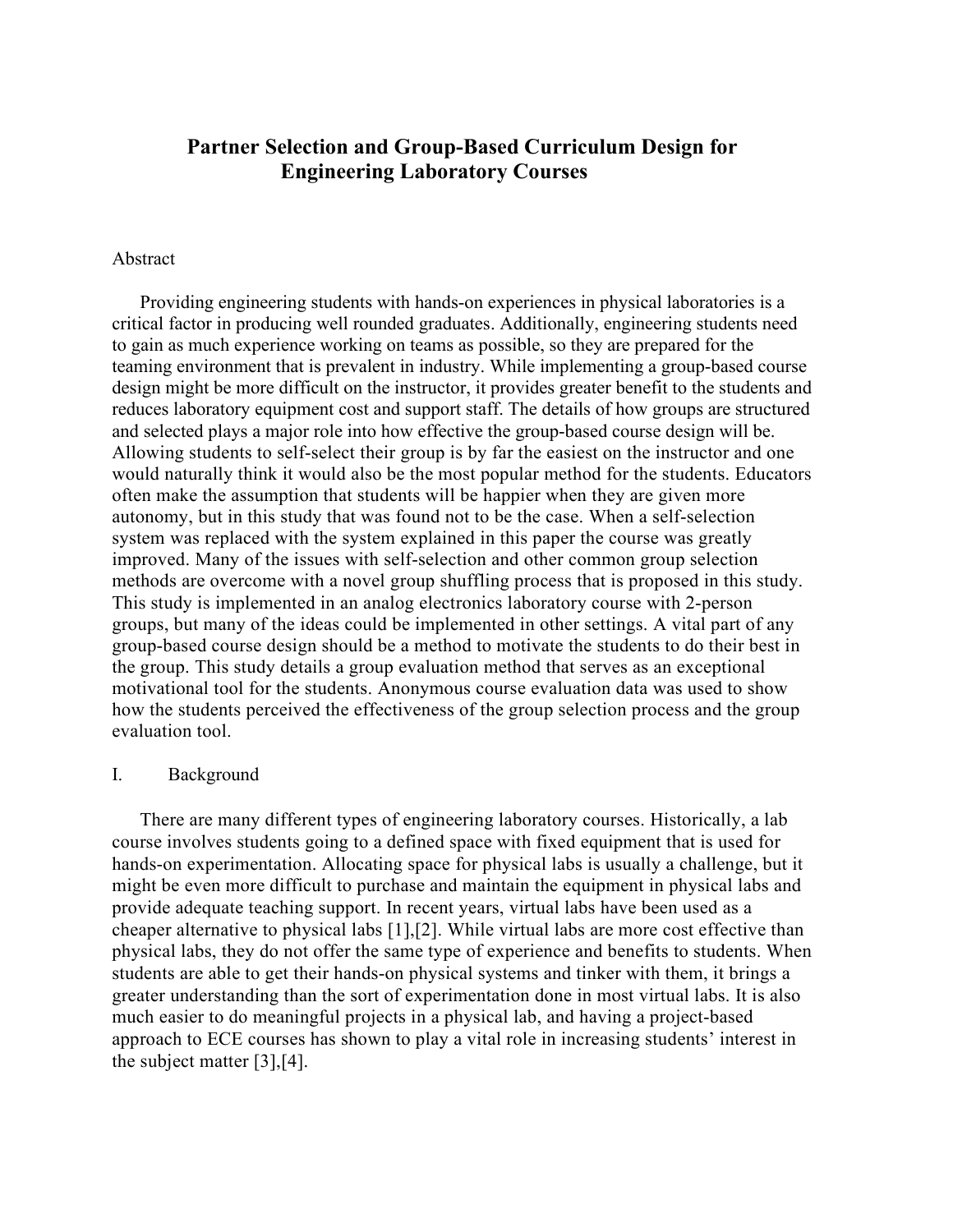# Partner Selection and Group-Based Curriculum Design for Engineering Laboratory Courses

Abstract

Providing engineering students with hands-on experiences in physical laboratories is a critical factor in producing well rounded graduates. Additionally, engineering students need to gain as much experience working on teams as possible, so they are prepared for the teaming environment that is prevalent in industry. While implementing a group-based course design might be more difficult on the instructor, it provides greater benefit to the students and reduces laboratory equipment cost and support staff. The details of how groups are structured and selected plays a major role into how effective the group-based course design will be. Allowing students to self-select their group is by far the easiest on the instructor and one would naturally think it would also be the most popular method for the students. Educators often make the assumption that students will be happier when they are given more autonomy, but in this study that was found not to be the case. When a self-selection system was replaced with the system explained in this paper the course was greatly improved. Many of the issues with self-selection and other common group selection methods are overcome with a novel group shuffling process that is proposed in this study. This study is implemented in an analog electronics laboratory course with 2-person groups, but many of the ideas could be implemented in other settings. A vital part of any group-based course design should be a method to motivate the students to do their best in the group. This study details a group evaluation method that serves as an exceptional motivational tool for the students. Anonymous course evaluation data was used to show how the students perceived the effectiveness of the group selection process and the group evaluation tool.

## I. Background

There are many different types of engineering laboratory courses. Historically, a lab course involves students going to a defined space with fixed equipment that is used for hands-on experimentation. Allocating space for physical labs is usually a challenge, but it might be even more difficult to purchase and maintain the equipment in physical labs and provide adequate teaching support. In recent years, virtual labs have been used as a cheaper alternative to physical labs [1],[2]. While virtual labs are more cost effective than physical labs, they do not offer the same type of experience and benefits to students. When students are able to get their hands-on physical systems and tinker with them, it brings a greater understanding than the sort of experimentation done in most virtual labs. It is also much easier to do meaningful projects in a physical lab, and having a project-based approach to ECE courses has shown to play a vital role in increasing students' interest in the subject matter [3],[4].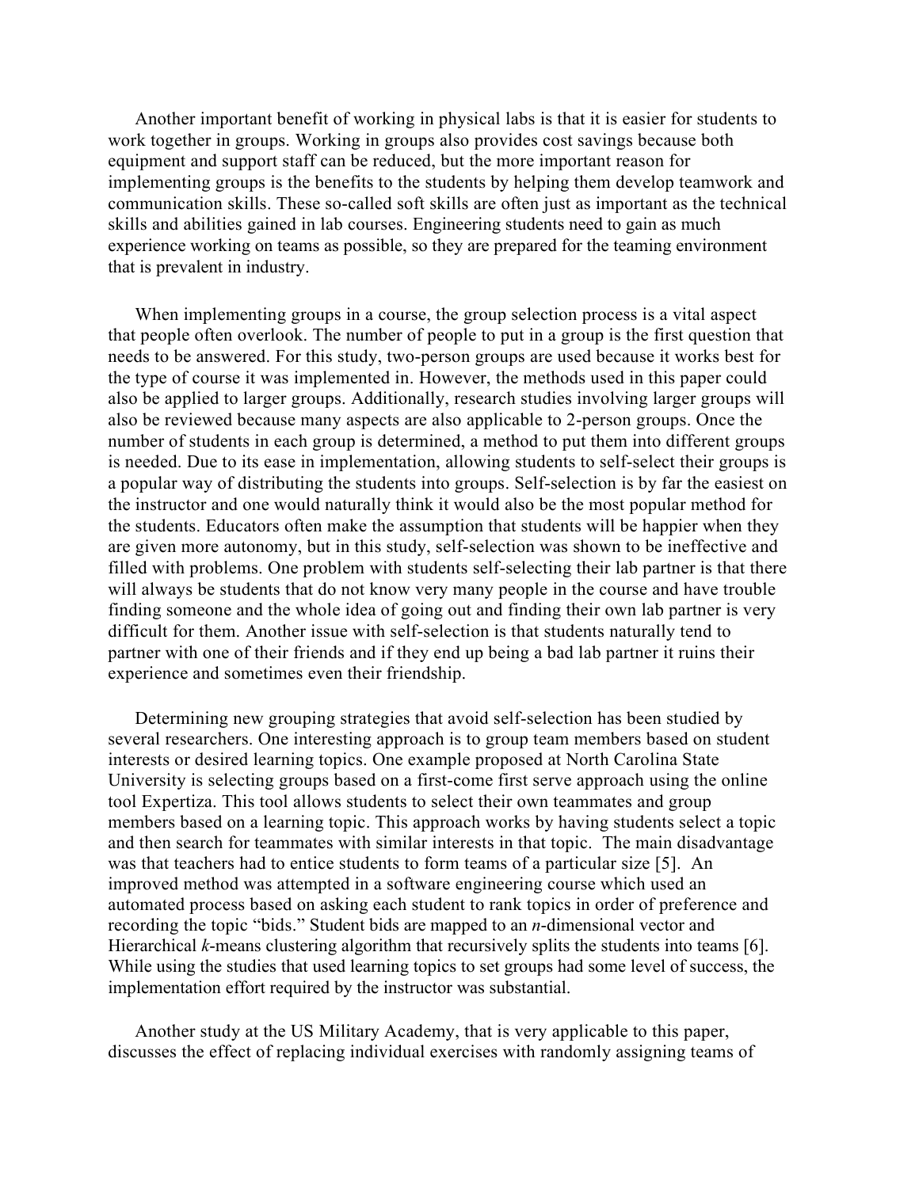Another important benefit of working in physical labs is that it is easier for students to work together in groups. Working in groups also provides cost savings because both equipment and support staff can be reduced, but the more important reason for implementing groups is the benefits to the students by helping them develop teamwork and communication skills. These so-called soft skills are often just as important as the technical skills and abilities gained in lab courses. Engineering students need to gain as much experience working on teams as possible, so they are prepared for the teaming environment that is prevalent in industry.

When implementing groups in a course, the group selection process is a vital aspect that people often overlook. The number of people to put in a group is the first question that needs to be answered. For this study, two-person groups are used because it works best for the type of course it was implemented in. However, the methods used in this paper could also be applied to larger groups. Additionally, research studies involving larger groups will also be reviewed because many aspects are also applicable to 2-person groups. Once the number of students in each group is determined, a method to put them into different groups is needed. Due to its ease in implementation, allowing students to self-select their groups is a popular way of distributing the students into groups. Self-selection is by far the easiest on the instructor and one would naturally think it would also be the most popular method for the students. Educators often make the assumption that students will be happier when they are given more autonomy, but in this study, self-selection was shown to be ineffective and filled with problems. One problem with students self-selecting their lab partner is that there will always be students that do not know very many people in the course and have trouble finding someone and the whole idea of going out and finding their own lab partner is very difficult for them. Another issue with self-selection is that students naturally tend to partner with one of their friends and if they end up being a bad lab partner it ruins their experience and sometimes even their friendship.

Determining new grouping strategies that avoid self-selection has been studied by several researchers. One interesting approach is to group team members based on student interests or desired learning topics. One example proposed at North Carolina State University is selecting groups based on a first-come first serve approach using the online tool Expertiza. This tool allows students to select their own teammates and group members based on a learning topic. This approach works by having students select a topic and then search for teammates with similar interests in that topic. The main disadvantage was that teachers had to entice students to form teams of a particular size [5]. An improved method was attempted in a software engineering course which used an automated process based on asking each student to rank topics in order of preference and recording the topic "bids." Student bids are mapped to an $n$-dimensional vector and Hierarchical $k$-means clustering algorithm that recursively splits the students into teams [6]. While using the studies that used learning topics to set groups had some level of success, the implementation effort required by the instructor was substantial.

Another study at the US Military Academy, that is very applicable to this paper, discusses the effect of replacing individual exercises with randomly assigning teams of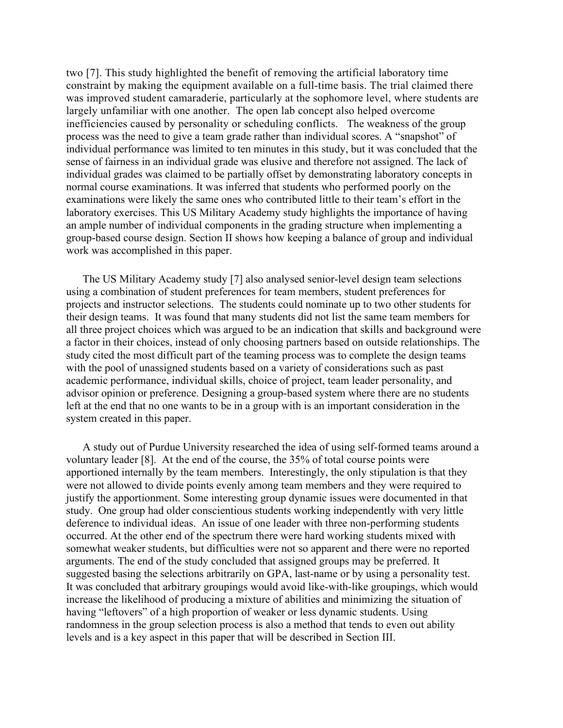two [7]. This study highlighted the benefit of removing the artificial laboratory time constraint by making the equipment available on a full-time basis. The trial claimed there was improved student camaraderie, particularly at the sophomore level, where students are largely unfamiliar with one another. The open lab concept also helped overcome inefficiencies caused by personality or scheduling conflicts. The weakness of the group process was the need to give a team grade rather than individual scores. A "snapshot" of individual performance was limited to ten minutes in this study, but it was concluded that the sense of fairness in an individual grade was elusive and therefore not assigned. The lack of individual grades was claimed to be partially offset by demonstrating laboratory concepts in normal course examinations. It was inferred that students who performed poorly on the examinations were likely the same ones who contributed little to their team's effort in the laboratory exercises. This US Military Academy study highlights the importance of having an ample number of individual components in the grading structure when implementing a group-based course design. Section II shows how keeping a balance of group and individual work was accomplished in this paper.

The US Military Academy study [7] also analysed senior-level design team selections using a combination of student preferences for team members, student preferences for projects and instructor selections. The students could nominate up to two other students for their design teams. It was found that many students did not list the same team members for all three project choices which was argued to be an indication that skills and background were a factor in their choices, instead of only choosing partners based on outside relationships. The study cited the most difficult part of the teaming process was to complete the design teams with the pool of unassigned students based on a variety of considerations such as past academic performance, individual skills, choice of project, team leader personality, and advisor opinion or preference. Designing a group-based system where there are no students left at the end that no one wants to be in a group with is an important consideration in the system created in this paper.

A study out of Purdue University researched the idea of using self-formed teams around a voluntary leader [8]. At the end of the course, the 35% of total course points were apportioned internally by the team members. Interestingly, the only stipulation is that they were not allowed to divide points evenly among team members and they were required to justify the apportionment. Some interesting group dynamic issues were documented in that study. One group had older conscientious students working independently with very little deference to individual ideas. An issue of one leader with three non-performing students occurred. At the other end of the spectrum there were hard working students mixed with somewhat weaker students, but difficulties were not so apparent and there were no reported arguments. The end of the study concluded that assigned groups may be preferred. It suggested basing the selections arbitrarily on GPA, last-name or by using a personality test. It was concluded that arbitrary groupings would avoid like-with-like groupings, which would increase the likelihood of producing a mixture of abilities and minimizing the situation of having "leftovers" of a high proportion of weaker or less dynamic students. Using randomness in the group selection process is also a method that tends to even out ability levels and is a key aspect in this paper that will be described in Section III.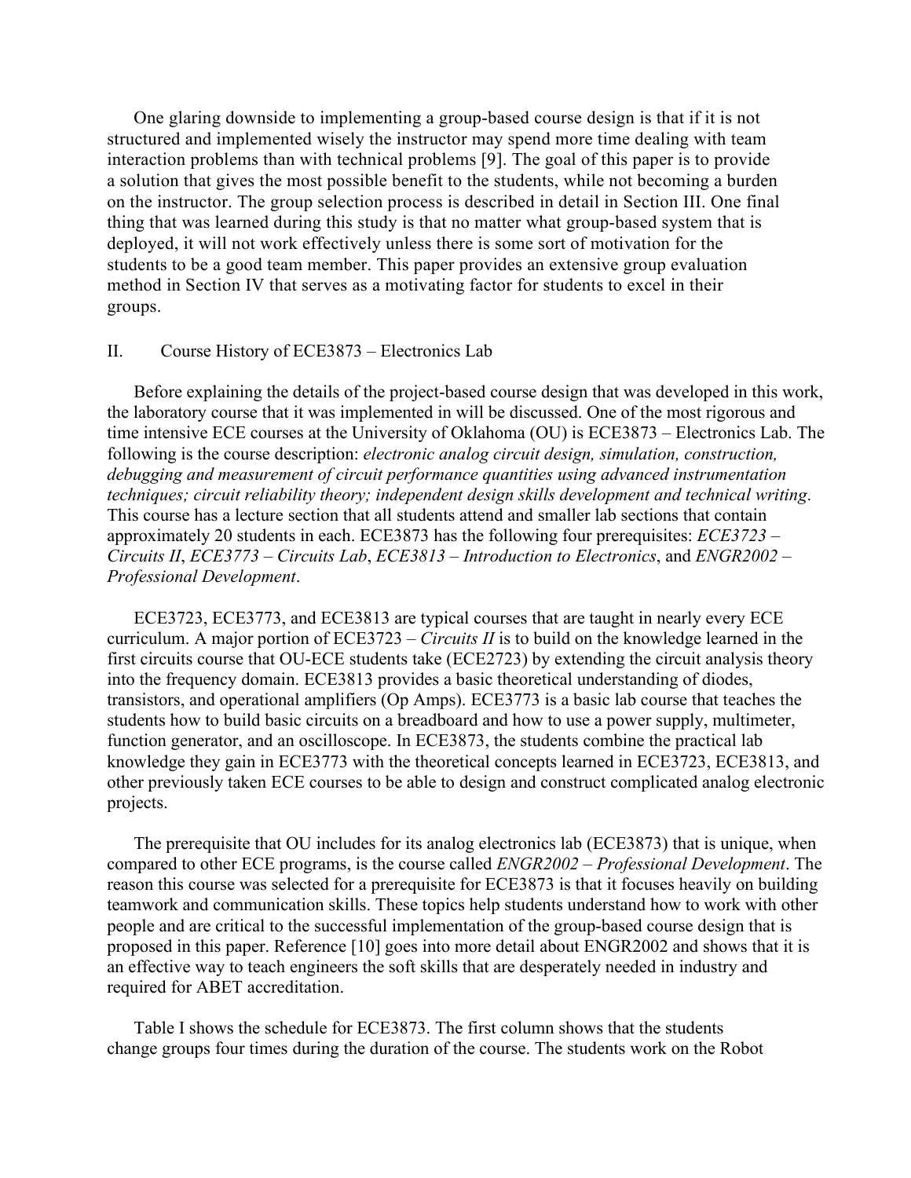One glaring downside to implementing a group-based course design is that if it is not structured and implemented wisely the instructor may spend more time dealing with team interaction problems than with technical problems [9]. The goal of this paper is to provide a solution that gives the most possible benefit to the students, while not becoming a burden on the instructor. The group selection process is described in detail in Section III. One final thing that was learned during this study is that no matter what group-based system that is deployed, it will not work effectively unless there is some sort of motivation for the students to be a good team member. This paper provides an extensive group evaluation method in Section IV that serves as a motivating factor for students to excel in their groups.

## II. Course History of ECE3873 – Electronics Lab

Before explaining the details of the project-based course design that was developed in this work, the laboratory course that it was implemented in will be discussed. One of the most rigorous and time intensive ECE courses at the University of Oklahoma (OU) is ECE3873 – Electronics Lab. The following is the course description: *electronic analog circuit design, simulation, construction, debugging and measurement of circuit performance quantities using advanced instrumentation techniques; circuit reliability theory; independent design skills development and technical writing*. This course has a lecture section that all students attend and smaller lab sections that contain approximately 20 students in each. ECE3873 has the following four prerequisites: *ECE3723 – Circuits II*, *ECE3773 – Circuits Lab*, *ECE3813 – Introduction to Electronics*, and *ENGR2002 – Professional Development*.

ECE3723, ECE3773, and ECE3813 are typical courses that are taught in nearly every ECE curriculum. A major portion of ECE3723 – *Circuits II* is to build on the knowledge learned in the first circuits course that OU-ECE students take (ECE2723) by extending the circuit analysis theory into the frequency domain. ECE3813 provides a basic theoretical understanding of diodes, transistors, and operational amplifiers (Op Amps). ECE3773 is a basic lab course that teaches the students how to build basic circuits on a breadboard and how to use a power supply, multimeter, function generator, and an oscilloscope. In ECE3873, the students combine the practical lab knowledge they gain in ECE3773 with the theoretical concepts learned in ECE3723, ECE3813, and other previously taken ECE courses to be able to design and construct complicated analog electronic projects.

The prerequisite that OU includes for its analog electronics lab (ECE3873) that is unique, when compared to other ECE programs, is the course called *ENGR2002 – Professional Development*. The reason this course was selected for a prerequisite for ECE3873 is that it focuses heavily on building teamwork and communication skills. These topics help students understand how to work with other people and are critical to the successful implementation of the group-based course design that is proposed in this paper. Reference [10] goes into more detail about ENGR2002 and shows that it is an effective way to teach engineers the soft skills that are desperately needed in industry and required for ABET accreditation.

Table I shows the schedule for ECE3873. The first column shows that the students change groups four times during the duration of the course. The students work on the Robot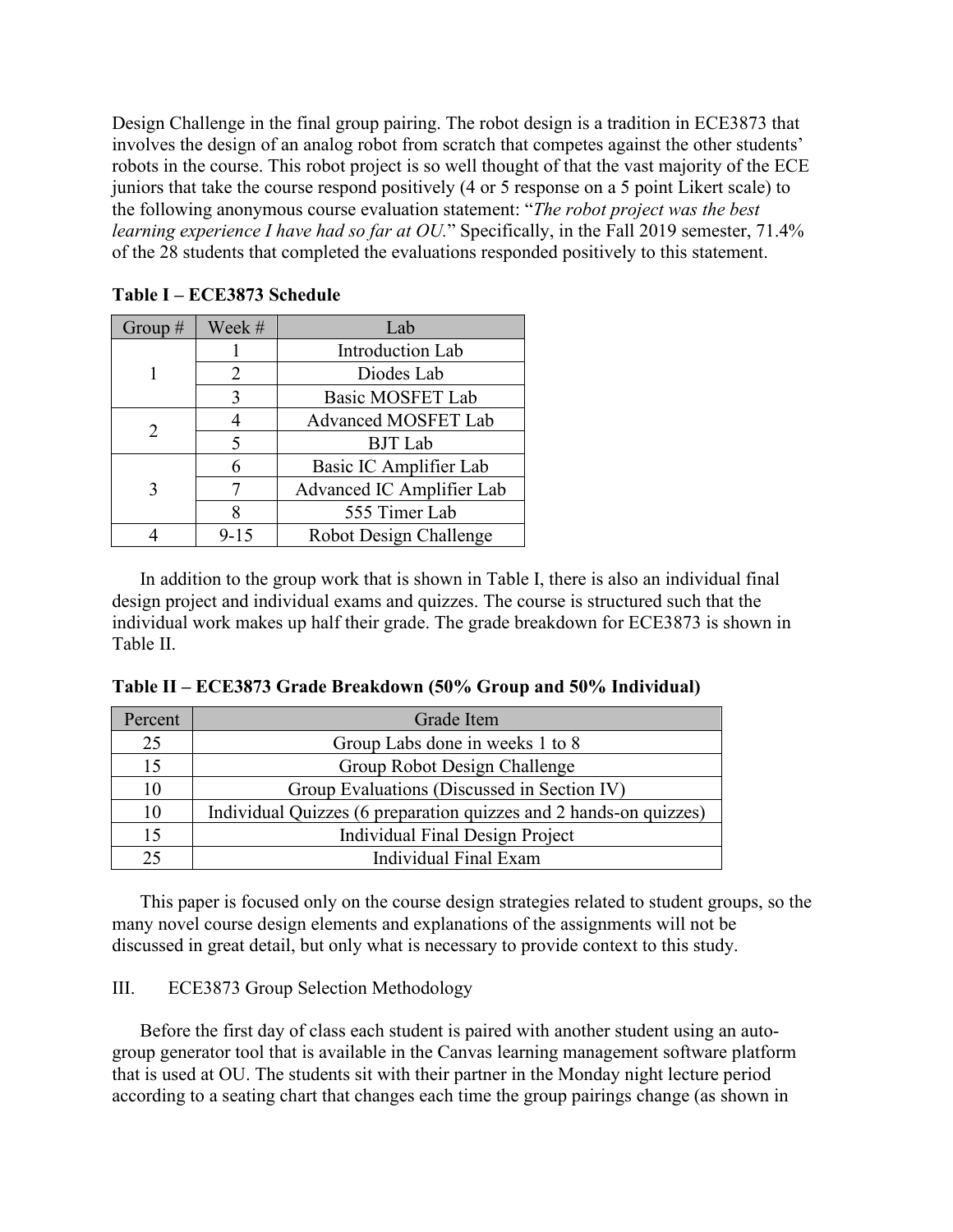Design Challenge in the final group pairing. The robot design is a tradition in ECE3873 that involves the design of an analog robot from scratch that competes against the other students' robots in the course. This robot project is so well thought of that the vast majority of the ECE juniors that take the course respond positively (4 or 5 response on a 5 point Likert scale) to the following anonymous course evaluation statement: "*The robot project was the best learning experience I have had so far at OU.*" Specifically, in the Fall 2019 semester, 71.4% of the 28 students that completed the evaluations responded positively to this statement.

**Table I – ECE3873 Schedule**

| Group # | Week # | Lab |
|---|---|---|
| 1 | 1 | Introduction Lab |
| | 2 | Diodes Lab |
| | 3 | Basic MOSFET Lab |
| 2 | 4 | Advanced MOSFET Lab |
| | 5 | BJT Lab |
| 3 | 6 | Basic IC Amplifier Lab |
| | 7 | Advanced IC Amplifier Lab |
| | 8 | 555 Timer Lab |
| 4 | 9-15 | Robot Design Challenge |

In addition to the group work that is shown in Table I, there is also an individual final design project and individual exams and quizzes. The course is structured such that the individual work makes up half their grade. The grade breakdown for ECE3873 is shown in Table II.

**Table II – ECE3873 Grade Breakdown (50% Group and 50% Individual)**

| Percent | Grade Item |
|---|---|
| 25 | Group Labs done in weeks 1 to 8 |
| 15 | Group Robot Design Challenge |
| 10 | Group Evaluations (Discussed in Section IV) |
| 10 | Individual Quizzes (6 preparation quizzes and 2 hands-on quizzes) |
| 15 | Individual Final Design Project |
| 25 | Individual Final Exam |

This paper is focused only on the course design strategies related to student groups, so the many novel course design elements and explanations of the assignments will not be discussed in great detail, but only what is necessary to provide context to this study.

## III. ECE3873 Group Selection Methodology

Before the first day of class each student is paired with another student using an auto-group generator tool that is available in the Canvas learning management software platform that is used at OU. The students sit with their partner in the Monday night lecture period according to a seating chart that changes each time the group pairings change (as shown in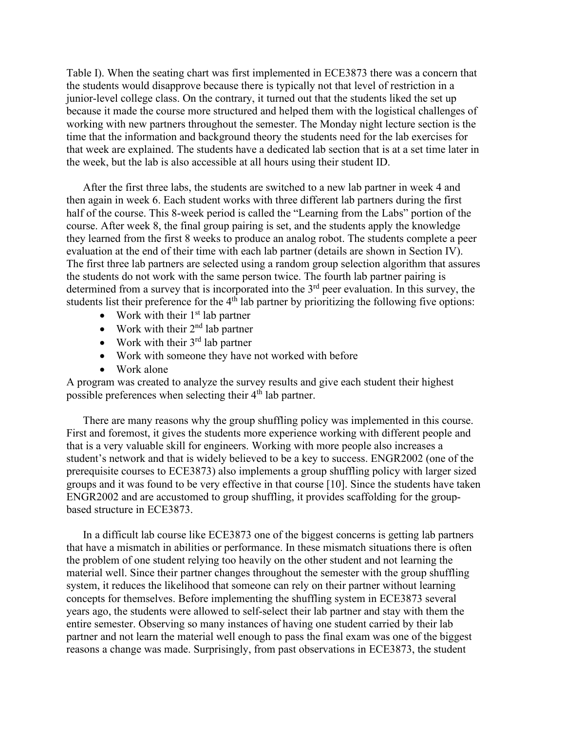Table I). When the seating chart was first implemented in ECE3873 there was a concern that the students would disapprove because there is typically not that level of restriction in a junior-level college class. On the contrary, it turned out that the students liked the set up because it made the course more structured and helped them with the logistical challenges of working with new partners throughout the semester. The Monday night lecture section is the time that the information and background theory the students need for the lab exercises for that week are explained. The students have a dedicated lab section that is at a set time later in the week, but the lab is also accessible at all hours using their student ID.

After the first three labs, the students are switched to a new lab partner in week 4 and then again in week 6. Each student works with three different lab partners during the first half of the course. This 8-week period is called the "Learning from the Labs" portion of the course. After week 8, the final group pairing is set, and the students apply the knowledge they learned from the first 8 weeks to produce an analog robot. The students complete a peer evaluation at the end of their time with each lab partner (details are shown in Section IV). The first three lab partners are selected using a random group selection algorithm that assures the students do not work with the same person twice. The fourth lab partner pairing is determined from a survey that is incorporated into the 3rd peer evaluation. In this survey, the students list their preference for the 4th lab partner by prioritizing the following five options:

- Work with their 1st lab partner
- Work with their 2nd lab partner
- Work with their 3rd lab partner
- Work with someone they have not worked with before
- Work alone

A program was created to analyze the survey results and give each student their highest possible preferences when selecting their 4th lab partner.

There are many reasons why the group shuffling policy was implemented in this course. First and foremost, it gives the students more experience working with different people and that is a very valuable skill for engineers. Working with more people also increases a student's network and that is widely believed to be a key to success. ENGR2002 (one of the prerequisite courses to ECE3873) also implements a group shuffling policy with larger sized groups and it was found to be very effective in that course [10]. Since the students have taken ENGR2002 and are accustomed to group shuffling, it provides scaffolding for the group-based structure in ECE3873.

In a difficult lab course like ECE3873 one of the biggest concerns is getting lab partners that have a mismatch in abilities or performance. In these mismatch situations there is often the problem of one student relying too heavily on the other student and not learning the material well. Since their partner changes throughout the semester with the group shuffling system, it reduces the likelihood that someone can rely on their partner without learning concepts for themselves. Before implementing the shuffling system in ECE3873 several years ago, the students were allowed to self-select their lab partner and stay with them the entire semester. Observing so many instances of having one student carried by their lab partner and not learn the material well enough to pass the final exam was one of the biggest reasons a change was made. Surprisingly, from past observations in ECE3873, the student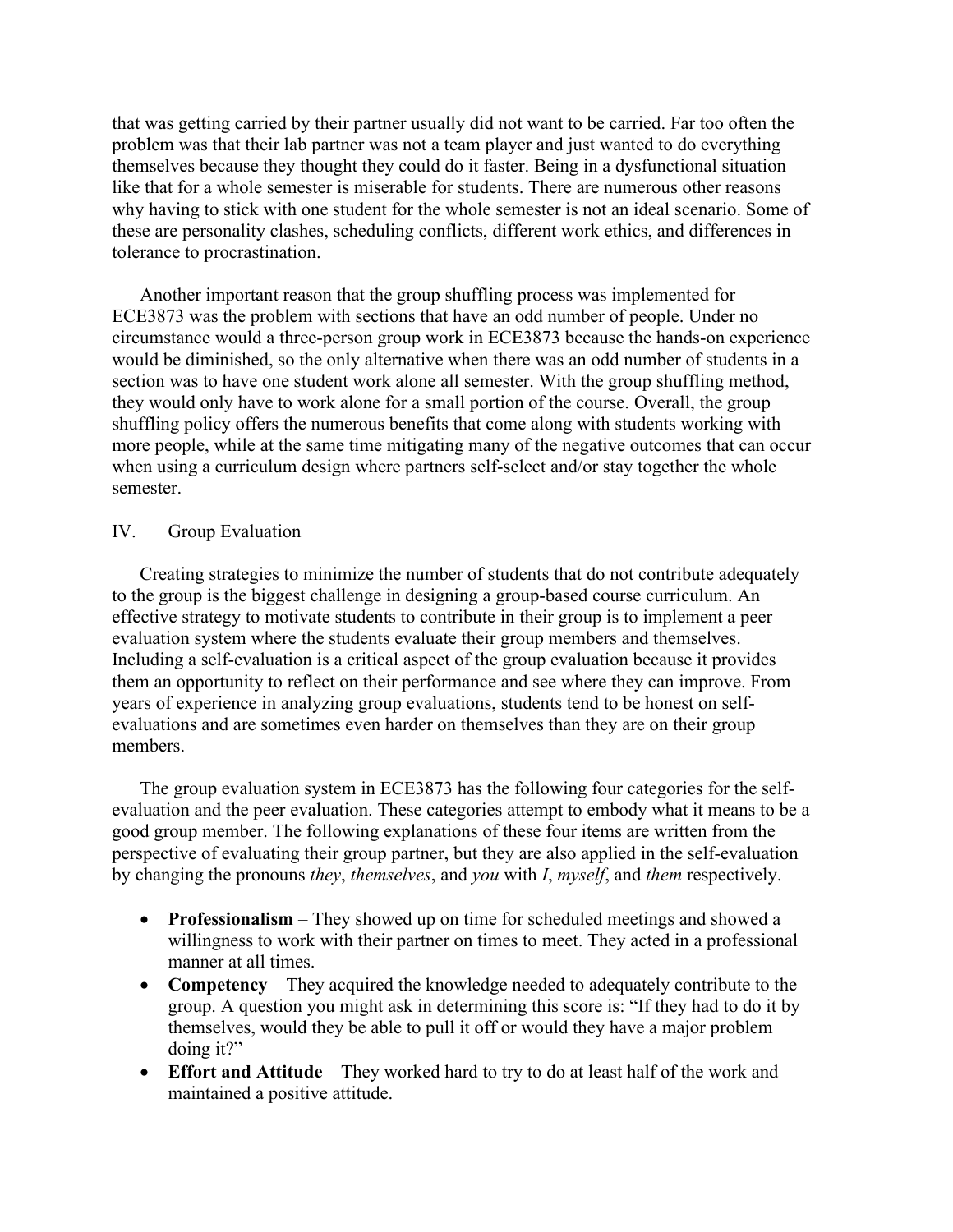that was getting carried by their partner usually did not want to be carried. Far too often the problem was that their lab partner was not a team player and just wanted to do everything themselves because they thought they could do it faster. Being in a dysfunctional situation like that for a whole semester is miserable for students. There are numerous other reasons why having to stick with one student for the whole semester is not an ideal scenario. Some of these are personality clashes, scheduling conflicts, different work ethics, and differences in tolerance to procrastination.

Another important reason that the group shuffling process was implemented for ECE3873 was the problem with sections that have an odd number of people. Under no circumstance would a three-person group work in ECE3873 because the hands-on experience would be diminished, so the only alternative when there was an odd number of students in a section was to have one student work alone all semester. With the group shuffling method, they would only have to work alone for a small portion of the course. Overall, the group shuffling policy offers the numerous benefits that come along with students working with more people, while at the same time mitigating many of the negative outcomes that can occur when using a curriculum design where partners self-select and/or stay together the whole semester.

## IV. Group Evaluation

Creating strategies to minimize the number of students that do not contribute adequately to the group is the biggest challenge in designing a group-based course curriculum. An effective strategy to motivate students to contribute in their group is to implement a peer evaluation system where the students evaluate their group members and themselves. Including a self-evaluation is a critical aspect of the group evaluation because it provides them an opportunity to reflect on their performance and see where they can improve. From years of experience in analyzing group evaluations, students tend to be honest on self-evaluations and are sometimes even harder on themselves than they are on their group members.

The group evaluation system in ECE3873 has the following four categories for the self-evaluation and the peer evaluation. These categories attempt to embody what it means to be a good group member. The following explanations of these four items are written from the perspective of evaluating their group partner, but they are also applied in the self-evaluation by changing the pronouns *they*, *themselves*, and *you* with *I*, *myself*, and *them* respectively.

- **Professionalism** – They showed up on time for scheduled meetings and showed a willingness to work with their partner on times to meet. They acted in a professional manner at all times.
- **Competency** – They acquired the knowledge needed to adequately contribute to the group. A question you might ask in determining this score is: "If they had to do it by themselves, would they be able to pull it off or would they have a major problem doing it?"
- **Effort and Attitude** – They worked hard to try to do at least half of the work and maintained a positive attitude.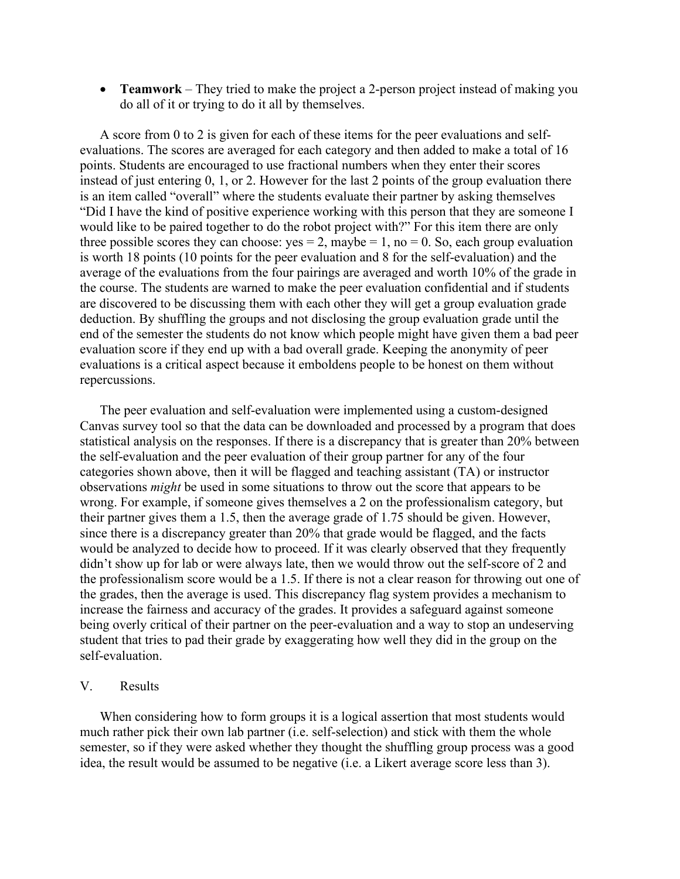- **Teamwork** – They tried to make the project a 2-person project instead of making you do all of it or trying to do it all by themselves.

A score from 0 to 2 is given for each of these items for the peer evaluations and self-evaluations. The scores are averaged for each category and then added to make a total of 16 points. Students are encouraged to use fractional numbers when they enter their scores instead of just entering 0, 1, or 2. However for the last 2 points of the group evaluation there is an item called "overall" where the students evaluate their partner by asking themselves "Did I have the kind of positive experience working with this person that they are someone I would like to be paired together to do the robot project with?" For this item there are only three possible scores they can choose: yes = 2, maybe = 1, no = 0. So, each group evaluation is worth 18 points (10 points for the peer evaluation and 8 for the self-evaluation) and the average of the evaluations from the four pairings are averaged and worth 10% of the grade in the course. The students are warned to make the peer evaluation confidential and if students are discovered to be discussing them with each other they will get a group evaluation grade deduction. By shuffling the groups and not disclosing the group evaluation grade until the end of the semester the students do not know which people might have given them a bad peer evaluation score if they end up with a bad overall grade. Keeping the anonymity of peer evaluations is a critical aspect because it emboldens people to be honest on them without repercussions.

The peer evaluation and self-evaluation were implemented using a custom-designed Canvas survey tool so that the data can be downloaded and processed by a program that does statistical analysis on the responses. If there is a discrepancy that is greater than 20% between the self-evaluation and the peer evaluation of their group partner for any of the four categories shown above, then it will be flagged and teaching assistant (TA) or instructor observations *might* be used in some situations to throw out the score that appears to be wrong. For example, if someone gives themselves a 2 on the professionalism category, but their partner gives them a 1.5, then the average grade of 1.75 should be given. However, since there is a discrepancy greater than 20% that grade would be flagged, and the facts would be analyzed to decide how to proceed. If it was clearly observed that they frequently didn't show up for lab or were always late, then we would throw out the self-score of 2 and the professionalism score would be a 1.5. If there is not a clear reason for throwing out one of the grades, then the average is used. This discrepancy flag system provides a mechanism to increase the fairness and accuracy of the grades. It provides a safeguard against someone being overly critical of their partner on the peer-evaluation and a way to stop an undeserving student that tries to pad their grade by exaggerating how well they did in the group on the self-evaluation.

## V. Results

When considering how to form groups it is a logical assertion that most students would much rather pick their own lab partner (i.e. self-selection) and stick with them the whole semester, so if they were asked whether they thought the shuffling group process was a good idea, the result would be assumed to be negative (i.e. a Likert average score less than 3).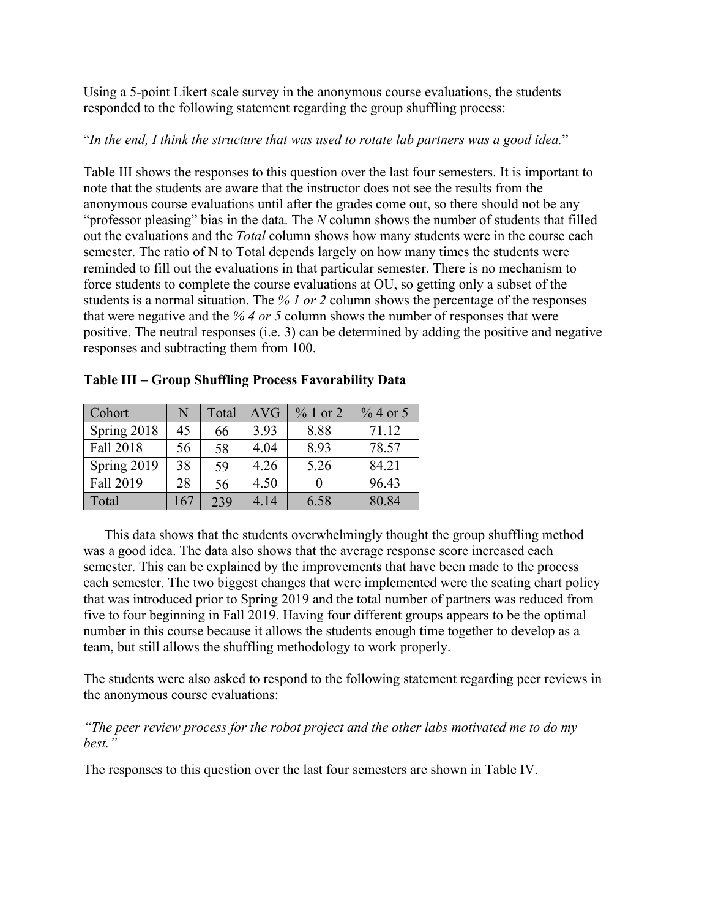Using a 5-point Likert scale survey in the anonymous course evaluations, the students responded to the following statement regarding the group shuffling process:

"*In the end, I think the structure that was used to rotate lab partners was a good idea.*"

Table III shows the responses to this question over the last four semesters. It is important to note that the students are aware that the instructor does not see the results from the anonymous course evaluations until after the grades come out, so there should not be any "professor pleasing" bias in the data. The *N* column shows the number of students that filled out the evaluations and the *Total* column shows how many students were in the course each semester. The ratio of N to Total depends largely on how many times the students were reminded to fill out the evaluations in that particular semester. There is no mechanism to force students to complete the course evaluations at OU, so getting only a subset of the students is a normal situation. The *% 1 or 2* column shows the percentage of the responses that were negative and the *% 4 or 5* column shows the number of responses that were positive. The neutral responses (i.e. 3) can be determined by adding the positive and negative responses and subtracting them from 100.

**Table III – Group Shuffling Process Favorability Data**

| Cohort | N | Total | AVG | % 1 or 2 | % 4 or 5 |
|---|---|---|---|---|---|
| Spring 2018 | 45 | 66 | 3.93 | 8.88 | 71.12 |
| Fall 2018 | 56 | 58 | 4.04 | 8.93 | 78.57 |
| Spring 2019 | 38 | 59 | 4.26 | 5.26 | 84.21 |
| Fall 2019 | 28 | 56 | 4.50 | 0 | 96.43 |
| Total | 167 | 239 | 4.14 | 6.58 | 80.84 |

This data shows that the students overwhelmingly thought the group shuffling method was a good idea. The data also shows that the average response score increased each semester. This can be explained by the improvements that have been made to the process each semester. The two biggest changes that were implemented were the seating chart policy that was introduced prior to Spring 2019 and the total number of partners was reduced from five to four beginning in Fall 2019. Having four different groups appears to be the optimal number in this course because it allows the students enough time together to develop as a team, but still allows the shuffling methodology to work properly.

The students were also asked to respond to the following statement regarding peer reviews in the anonymous course evaluations:

*"The peer review process for the robot project and the other labs motivated me to do my best."*

The responses to this question over the last four semesters are shown in Table IV.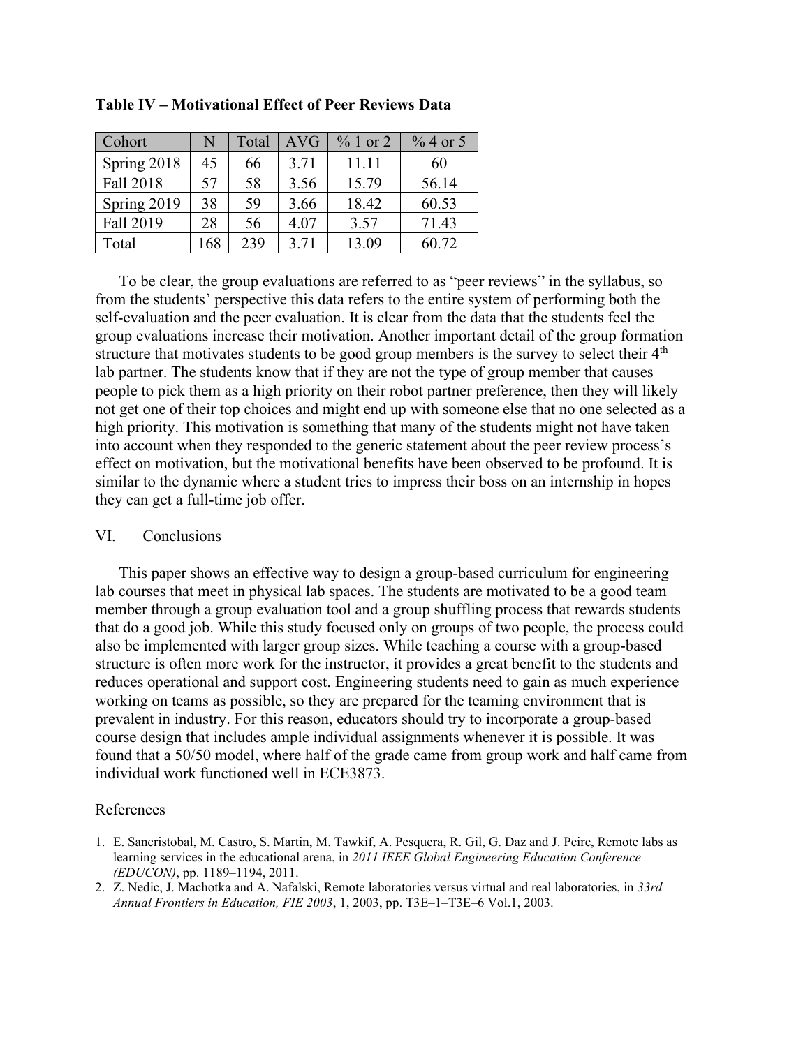**Table IV – Motivational Effect of Peer Reviews Data**

| Cohort | N | Total | AVG | % 1 or 2 | % 4 or 5 |
|---|---|---|---|---|---|
| Spring 2018 | 45 | 66 | 3.71 | 11.11 | 60 |
| Fall 2018 | 57 | 58 | 3.56 | 15.79 | 56.14 |
| Spring 2019 | 38 | 59 | 3.66 | 18.42 | 60.53 |
| Fall 2019 | 28 | 56 | 4.07 | 3.57 | 71.43 |
| Total | 168 | 239 | 3.71 | 13.09 | 60.72 |

To be clear, the group evaluations are referred to as "peer reviews" in the syllabus, so from the students' perspective this data refers to the entire system of performing both the self-evaluation and the peer evaluation. It is clear from the data that the students feel the group evaluations increase their motivation. Another important detail of the group formation structure that motivates students to be good group members is the survey to select their 4th lab partner. The students know that if they are not the type of group member that causes people to pick them as a high priority on their robot partner preference, then they will likely not get one of their top choices and might end up with someone else that no one selected as a high priority. This motivation is something that many of the students might not have taken into account when they responded to the generic statement about the peer review process's effect on motivation, but the motivational benefits have been observed to be profound. It is similar to the dynamic where a student tries to impress their boss on an internship in hopes they can get a full-time job offer.

## VI. Conclusions

This paper shows an effective way to design a group-based curriculum for engineering lab courses that meet in physical lab spaces. The students are motivated to be a good team member through a group evaluation tool and a group shuffling process that rewards students that do a good job. While this study focused only on groups of two people, the process could also be implemented with larger group sizes. While teaching a course with a group-based structure is often more work for the instructor, it provides a great benefit to the students and reduces operational and support cost. Engineering students need to gain as much experience working on teams as possible, so they are prepared for the teaming environment that is prevalent in industry. For this reason, educators should try to incorporate a group-based course design that includes ample individual assignments whenever it is possible. It was found that a 50/50 model, where half of the grade came from group work and half came from individual work functioned well in ECE3873.

## References

1. E. Sancristobal, M. Castro, S. Martin, M. Tawkif, A. Pesquera, R. Gil, G. Daz and J. Peire, Remote labs as learning services in the educational arena, in *2011 IEEE Global Engineering Education Conference (EDUCON)*, pp. 1189–1194, 2011.
2. Z. Nedic, J. Machotka and A. Nafalski, Remote laboratories versus virtual and real laboratories, in *33rd Annual Frontiers in Education, FIE 2003*, 1, 2003, pp. T3E–1–T3E–6 Vol.1, 2003.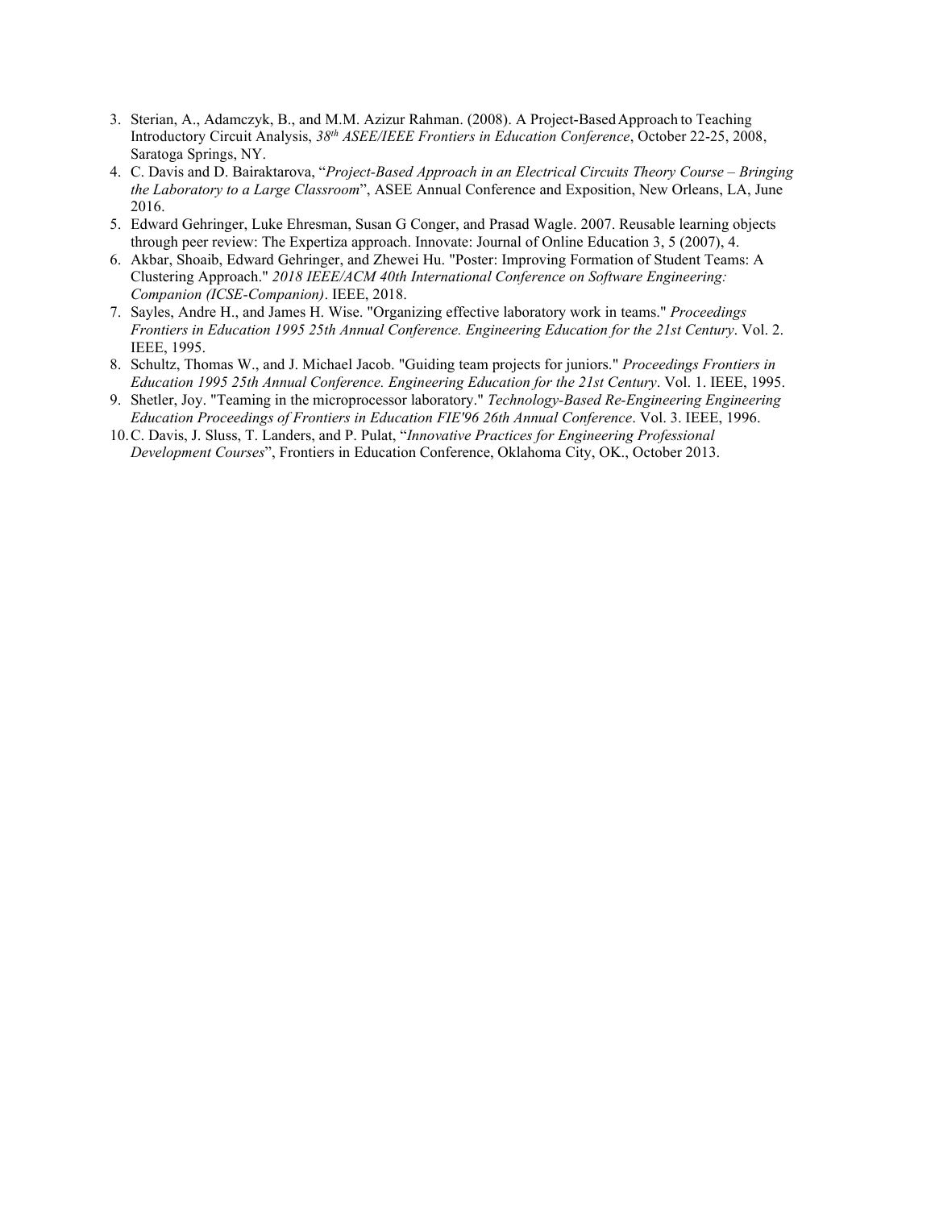3. Sterian, A., Adamczyk, B., and M.M. Azizur Rahman. (2008). A Project-Based Approach to Teaching Introductory Circuit Analysis, *38th ASEE/IEEE Frontiers in Education Conference*, October 22-25, 2008, Saratoga Springs, NY.
4. C. Davis and D. Bairaktarova, "*Project-Based Approach in an Electrical Circuits Theory Course – Bringing the Laboratory to a Large Classroom*", ASEE Annual Conference and Exposition, New Orleans, LA, June 2016.
5. Edward Gehringer, Luke Ehresman, Susan G Conger, and Prasad Wagle. 2007. Reusable learning objects through peer review: The Expertiza approach. Innovate: Journal of Online Education 3, 5 (2007), 4.
6. Akbar, Shoaib, Edward Gehringer, and Zhewei Hu. "Poster: Improving Formation of Student Teams: A Clustering Approach." *2018 IEEE/ACM 40th International Conference on Software Engineering: Companion (ICSE-Companion)*. IEEE, 2018.
7. Sayles, Andre H., and James H. Wise. "Organizing effective laboratory work in teams." *Proceedings Frontiers in Education 1995 25th Annual Conference. Engineering Education for the 21st Century*. Vol. 2. IEEE, 1995.
8. Schultz, Thomas W., and J. Michael Jacob. "Guiding team projects for juniors." *Proceedings Frontiers in Education 1995 25th Annual Conference. Engineering Education for the 21st Century*. Vol. 1. IEEE, 1995.
9. Shetler, Joy. "Teaming in the microprocessor laboratory." *Technology-Based Re-Engineering Engineering Education Proceedings of Frontiers in Education FIE'96 26th Annual Conference*. Vol. 3. IEEE, 1996.
10. C. Davis, J. Sluss, T. Landers, and P. Pulat, "*Innovative Practices for Engineering Professional Development Courses*", Frontiers in Education Conference, Oklahoma City, OK., October 2013.